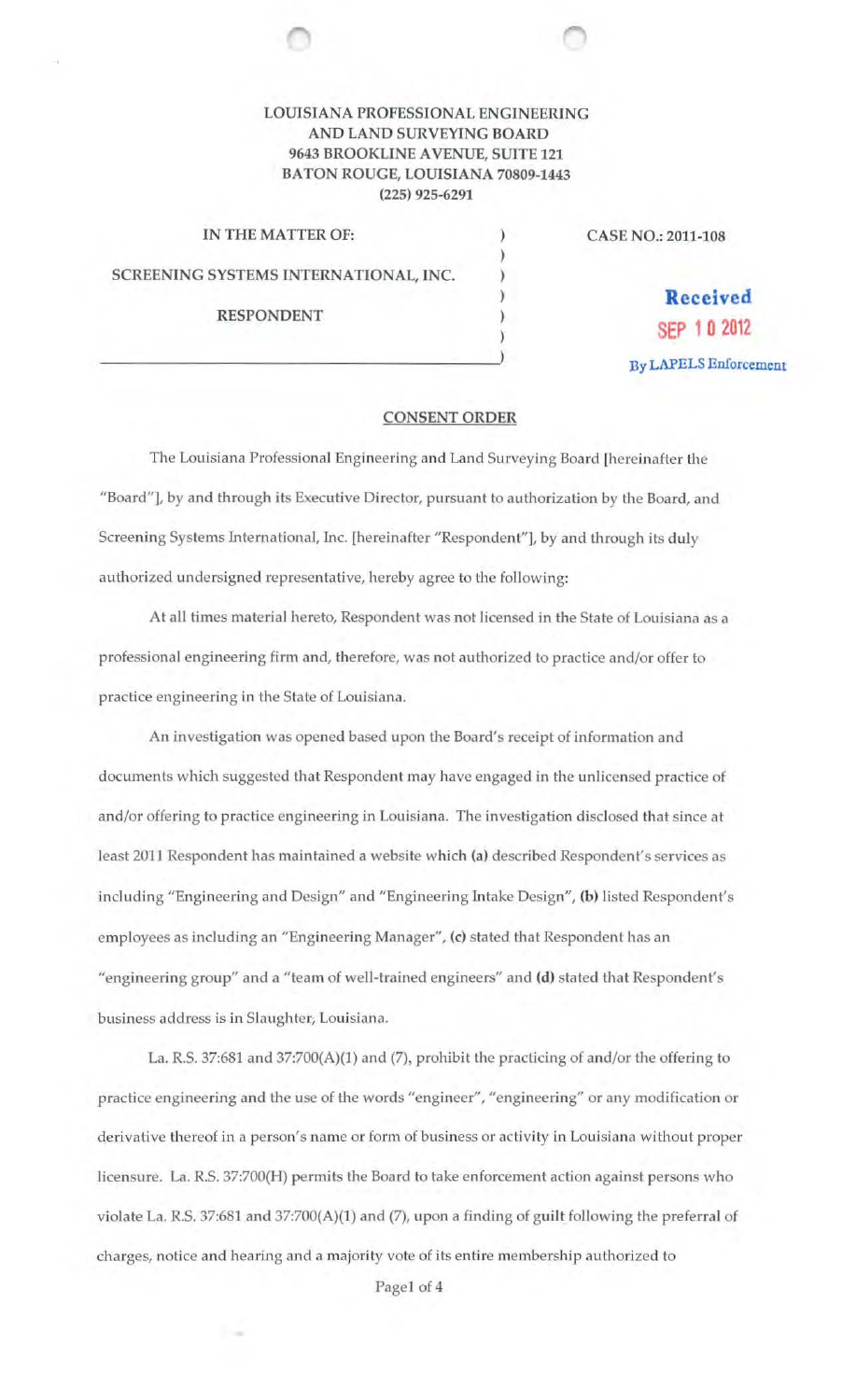LOUISIANA PROFESSIONAL ENGINEERING
AND LAND SURVEYING BOARD
9643 BROOKLINE AVENUE, SUITE 121
BATON ROUGE, LOUISIANA 70809-1443
(225) 925-6291

IN THE MATTER OF:

SCREENING SYSTEMS INTERNATIONAL, INC.

RESPONDENT

CASE NO.: 2011-108

Received
SEP 10 2012
By LAPELS Enforcement

## CONSENT ORDER

The Louisiana Professional Engineering and Land Surveying Board [hereinafter the "Board"], by and through its Executive Director, pursuant to authorization by the Board, and Screening Systems International, Inc. [hereinafter "Respondent"], by and through its duly authorized undersigned representative, hereby agree to the following:

At all times material hereto, Respondent was not licensed in the State of Louisiana as a professional engineering firm and, therefore, was not authorized to practice and/or offer to practice engineering in the State of Louisiana.

An investigation was opened based upon the Board's receipt of information and documents which suggested that Respondent may have engaged in the unlicensed practice of and/or offering to practice engineering in Louisiana. The investigation disclosed that since at least 2011 Respondent has maintained a website which **(a)** described Respondent's services as including "Engineering and Design" and "Engineering Intake Design", **(b)** listed Respondent's employees as including an "Engineering Manager", **(c)** stated that Respondent has an "engineering group" and a "team of well-trained engineers" and **(d)** stated that Respondent's business address is in Slaughter, Louisiana.

La. R.S. 37:681 and 37:700(A)(1) and (7), prohibit the practicing of and/or the offering to practice engineering and the use of the words "engineer", "engineering" or any modification or derivative thereof in a person's name or form of business or activity in Louisiana without proper licensure. La. R.S. 37:700(H) permits the Board to take enforcement action against persons who violate La. R.S. 37:681 and 37:700(A)(1) and (7), upon a finding of guilt following the preferral of charges, notice and hearing and a majority vote of its entire membership authorized to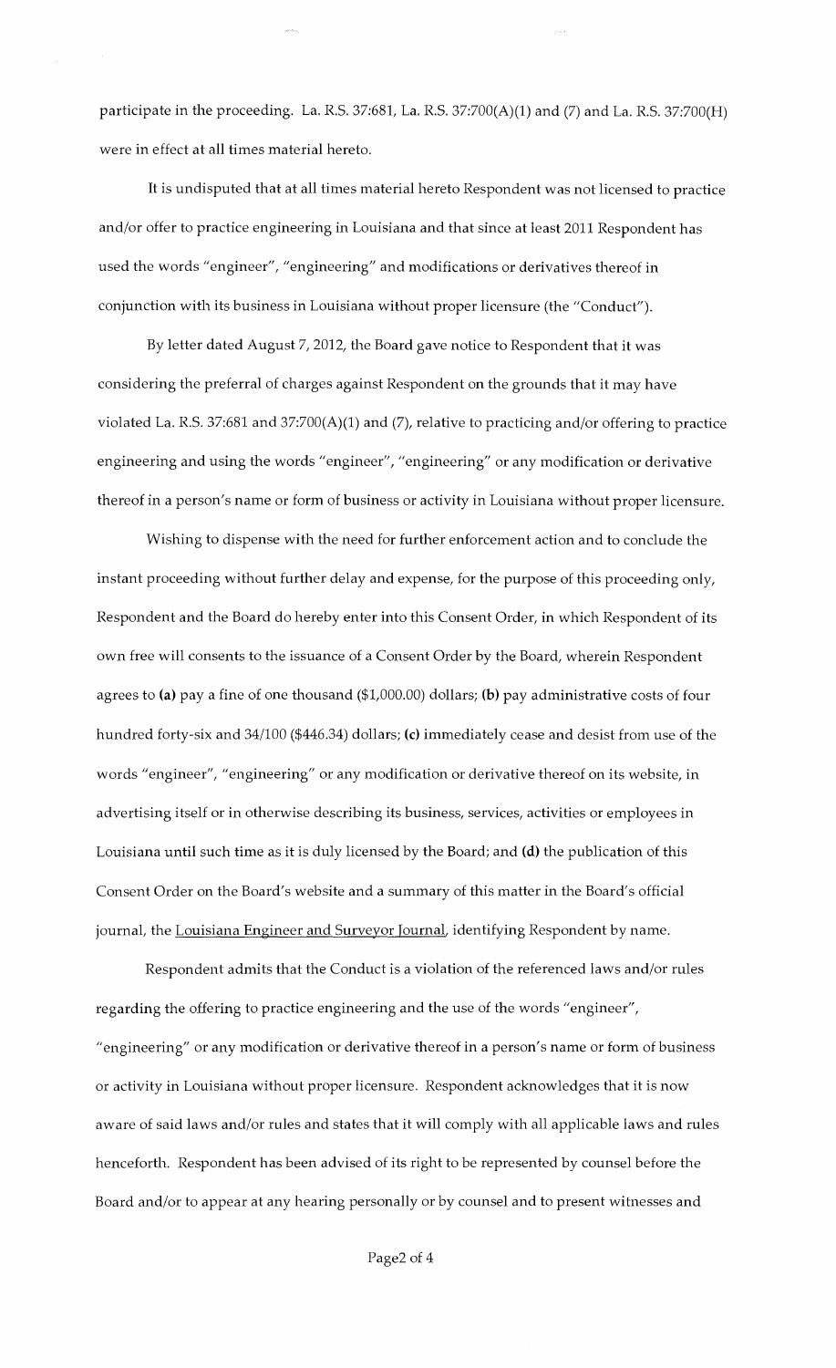participate in the proceeding. La. R.S. 37:681, La. R.S. 37:700(A)(1) and (7) and La. R.S. 37:700(H) were in effect at all times material hereto.

It is undisputed that at all times material hereto Respondent was not licensed to practice and/or offer to practice engineering in Louisiana and that since at least 2011 Respondent has used the words "engineer", "engineering" and modifications or derivatives thereof in conjunction with its business in Louisiana without proper licensure (the "Conduct").

By letter dated August 7, 2012, the Board gave notice to Respondent that it was considering the preferral of charges against Respondent on the grounds that it may have violated La. R.S. 37:681 and 37:700(A)(1) and (7), relative to practicing and/or offering to practice engineering and using the words "engineer", "engineering" or any modification or derivative thereof in a person's name or form of business or activity in Louisiana without proper licensure.

Wishing to dispense with the need for further enforcement action and to conclude the instant proceeding without further delay and expense, for the purpose of this proceeding only, Respondent and the Board do hereby enter into this Consent Order, in which Respondent of its own free will consents to the issuance of a Consent Order by the Board, wherein Respondent agrees to **(a)** pay a fine of one thousand ($1,000.00) dollars; **(b)** pay administrative costs of four hundred forty-six and 34/100 ($446.34) dollars; **(c)** immediately cease and desist from use of the words "engineer", "engineering" or any modification or derivative thereof on its website, in advertising itself or in otherwise describing its business, services, activities or employees in Louisiana until such time as it is duly licensed by the Board; and **(d)** the publication of this Consent Order on the Board's website and a summary of this matter in the Board's official journal, the Louisiana Engineer and Surveyor Journal, identifying Respondent by name.

Respondent admits that the Conduct is a violation of the referenced laws and/or rules regarding the offering to practice engineering and the use of the words "engineer", "engineering" or any modification or derivative thereof in a person's name or form of business or activity in Louisiana without proper licensure. Respondent acknowledges that it is now aware of said laws and/or rules and states that it will comply with all applicable laws and rules henceforth. Respondent has been advised of its right to be represented by counsel before the Board and/or to appear at any hearing personally or by counsel and to present witnesses and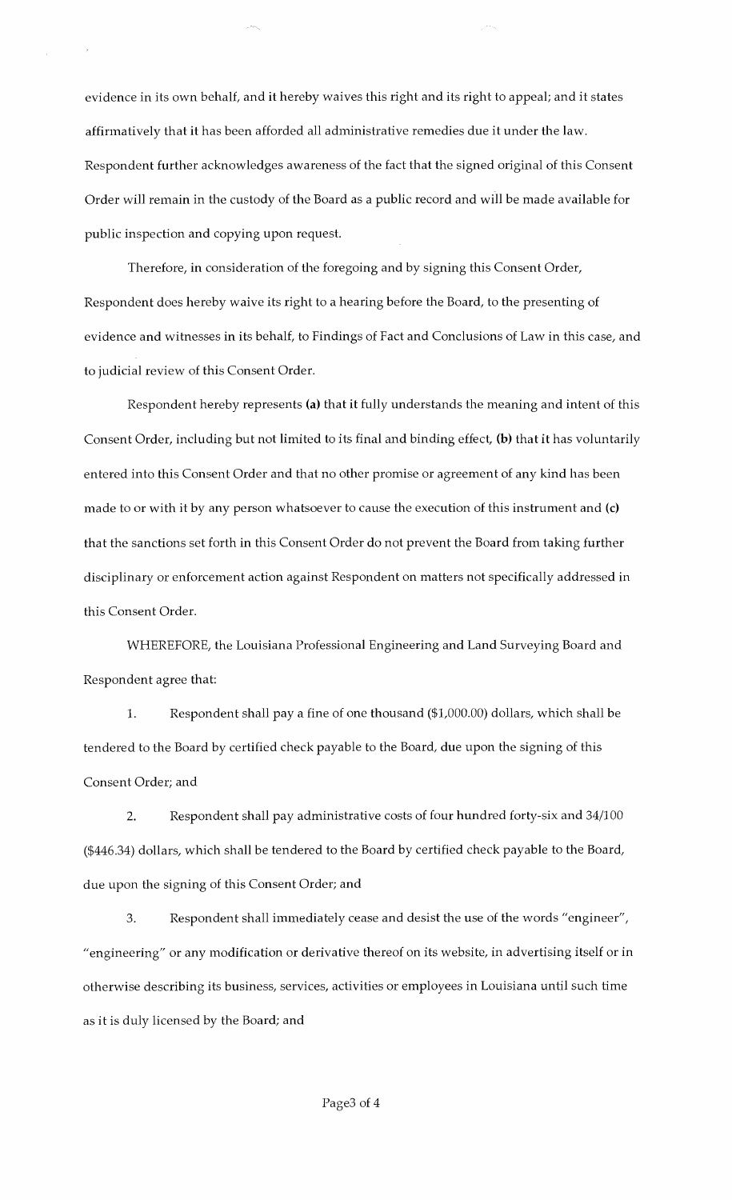evidence in its own behalf, and it hereby waives this right and its right to appeal; and it states affirmatively that it has been afforded all administrative remedies due it under the law. Respondent further acknowledges awareness of the fact that the signed original of this Consent Order will remain in the custody of the Board as a public record and will be made available for public inspection and copying upon request.

Therefore, in consideration of the foregoing and by signing this Consent Order, Respondent does hereby waive its right to a hearing before the Board, to the presenting of evidence and witnesses in its behalf, to Findings of Fact and Conclusions of Law in this case, and to judicial review of this Consent Order.

Respondent hereby represents **(a)** that it fully understands the meaning and intent of this Consent Order, including but not limited to its final and binding effect, **(b)** that it has voluntarily entered into this Consent Order and that no other promise or agreement of any kind has been made to or with it by any person whatsoever to cause the execution of this instrument and **(c)** that the sanctions set forth in this Consent Order do not prevent the Board from taking further disciplinary or enforcement action against Respondent on matters not specifically addressed in this Consent Order.

WHEREFORE, the Louisiana Professional Engineering and Land Surveying Board and Respondent agree that:

1. Respondent shall pay a fine of one thousand ($1,000.00) dollars, which shall be tendered to the Board by certified check payable to the Board, due upon the signing of this Consent Order; and

2. Respondent shall pay administrative costs of four hundred forty-six and 34/100 ($446.34) dollars, which shall be tendered to the Board by certified check payable to the Board, due upon the signing of this Consent Order; and

3. Respondent shall immediately cease and desist the use of the words "engineer", "engineering" or any modification or derivative thereof on its website, in advertising itself or in otherwise describing its business, services, activities or employees in Louisiana until such time as it is duly licensed by the Board; and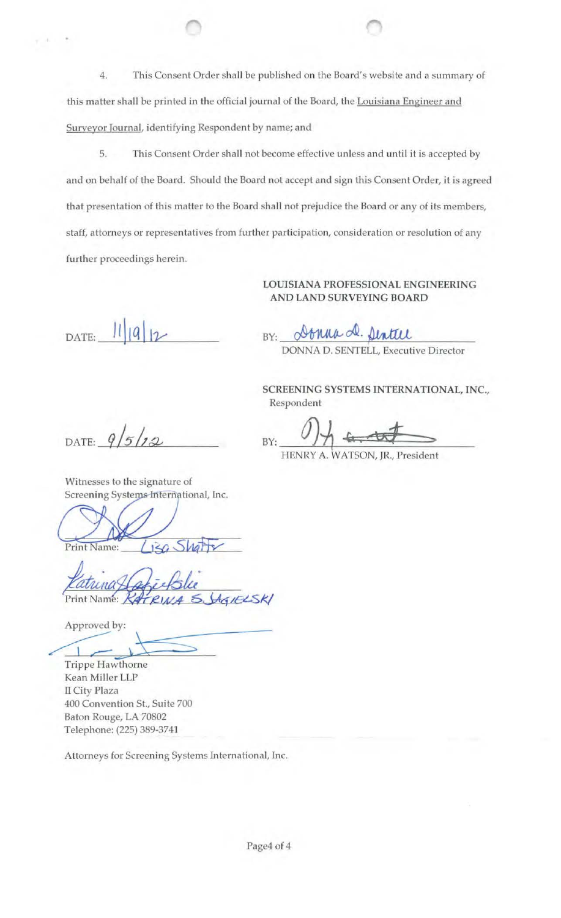4. This Consent Order shall be published on the Board's website and a summary of this matter shall be printed in the official journal of the Board, the Louisiana Engineer and Surveyor Journal, identifying Respondent by name; and

5. This Consent Order shall not become effective unless and until it is accepted by and on behalf of the Board. Should the Board not accept and sign this Consent Order, it is agreed that presentation of this matter to the Board shall not prejudice the Board or any of its members, staff, attorneys or representatives from further participation, consideration or resolution of any further proceedings herein.

**LOUISIANA PROFESSIONAL ENGINEERING AND LAND SURVEYING BOARD**

DATE: 11/19/12

BY: Donna D. Sentell
DONNA D. SENTELL, Executive Director

**SCREENING SYSTEMS INTERNATIONAL, INC.,**
Respondent

DATE: 9/5/12

BY: ______________________
HENRY A. WATSON, JR., President

Witnesses to the signature of Screening Systems International, Inc.

______________________
Print Name: Lisa Shaffer

Katrina Sagielski
Print Name: KATRINA S. SAGIELSKI

Approved by:

______________________
Trippe Hawthorne
Kean Miller LLP
II City Plaza
400 Convention St., Suite 700
Baton Rouge, LA 70802
Telephone: (225) 389-3741

Attorneys for Screening Systems International, Inc.